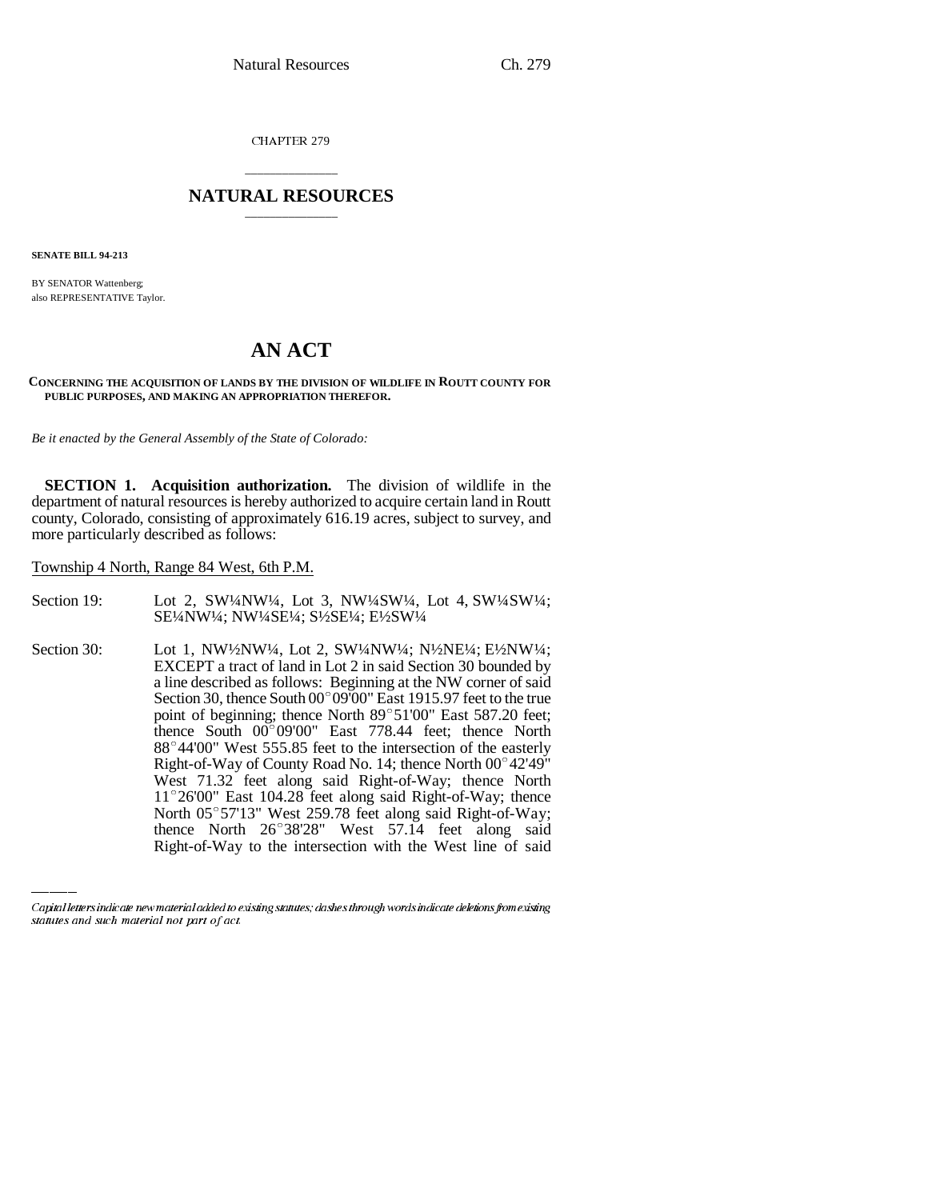CHAPTER 279

# NATURAL RESOURCES

**SENATE BILL 94-213**

BY SENATOR Wattenberg;
also REPRESENTATIVE Taylor.

# AN ACT

**CONCERNING THE ACQUISITION OF LANDS BY THE DIVISION OF WILDLIFE IN ROUTT COUNTY FOR PUBLIC PURPOSES, AND MAKING AN APPROPRIATION THEREFOR.**

*Be it enacted by the General Assembly of the State of Colorado:*

**SECTION 1. Acquisition authorization.** The division of wildlife in the department of natural resources is hereby authorized to acquire certain land in Routt county, Colorado, consisting of approximately 616.19 acres, subject to survey, and more particularly described as follows:

Township 4 North, Range 84 West, 6th P.M.

Section 19: Lot 2, SW¼NW¼, Lot 3, NW¼SW¼, Lot 4, SW¼SW¼; SE¼NW¼; NW¼SE¼; S½SE¼; E½SW¼

Section 30: Lot 1, NW½NW¼, Lot 2, SW¼NW¼; N½NE¼; E½NW¼; EXCEPT a tract of land in Lot 2 in said Section 30 bounded by a line described as follows: Beginning at the NW corner of said Section 30, thence South 00°09'00" East 1915.97 feet to the true point of beginning; thence North 89°51'00" East 587.20 feet; thence South 00°09'00" East 778.44 feet; thence North 88°44'00" West 555.85 feet to the intersection of the easterly Right-of-Way of County Road No. 14; thence North 00°42'49" West 71.32 feet along said Right-of-Way; thence North 11°26'00" East 104.28 feet along said Right-of-Way; thence North 05°57'13" West 259.78 feet along said Right-of-Way; thence North 26°38'28" West 57.14 feet along said Right-of-Way to the intersection with the West line of said

Capital letters indicate new material added to existing statutes; dashes through words indicate deletions from existing statutes and such material not part of act.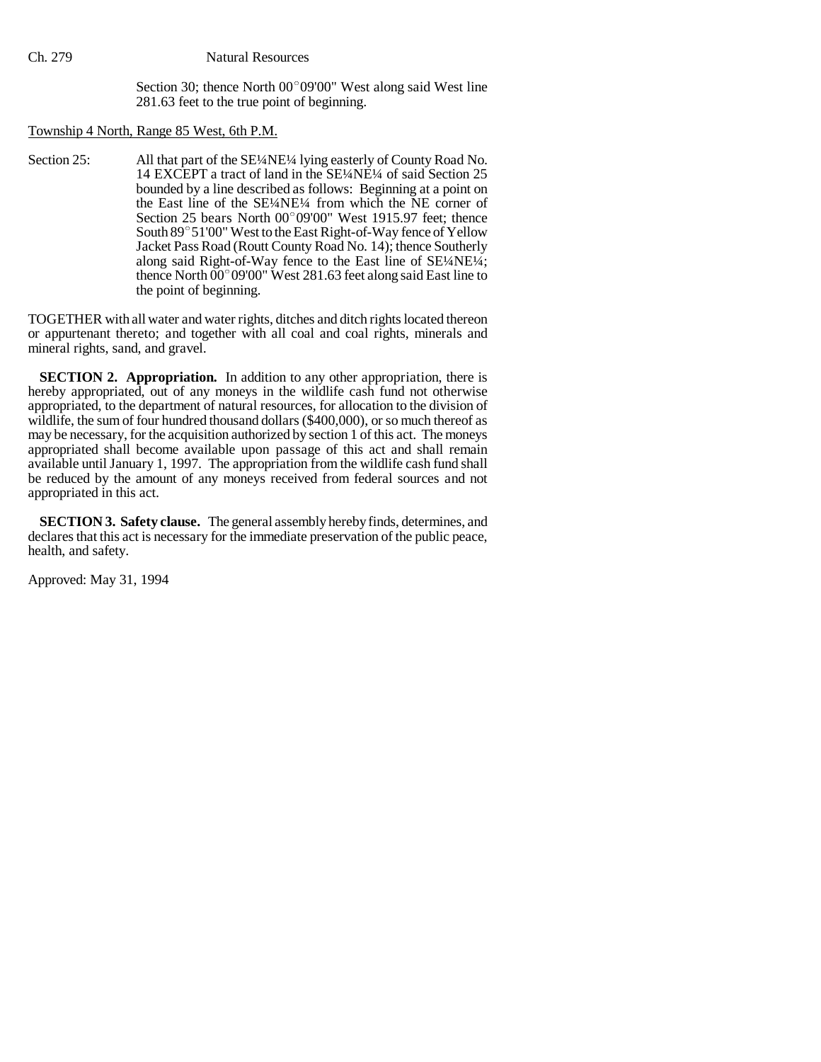Section 30; thence North 00°09'00" West along said West line 281.63 feet to the true point of beginning.

Township 4 North, Range 85 West, 6th P.M.

Section 25: All that part of the SE¼NE¼ lying easterly of County Road No. 14 EXCEPT a tract of land in the SE¼NE¼ of said Section 25 bounded by a line described as follows: Beginning at a point on the East line of the SE¼NE¼ from which the NE corner of Section 25 bears North 00°09'00" West 1915.97 feet; thence South 89°51'00" West to the East Right-of-Way fence of Yellow Jacket Pass Road (Routt County Road No. 14); thence Southerly along said Right-of-Way fence to the East line of SE¼NE¼; thence North 00°09'00" West 281.63 feet along said East line to the point of beginning.

TOGETHER with all water and water rights, ditches and ditch rights located thereon or appurtenant thereto; and together with all coal and coal rights, minerals and mineral rights, sand, and gravel.

**SECTION 2. Appropriation.** In addition to any other appropriation, there is hereby appropriated, out of any moneys in the wildlife cash fund not otherwise appropriated, to the department of natural resources, for allocation to the division of wildlife, the sum of four hundred thousand dollars ($400,000), or so much thereof as may be necessary, for the acquisition authorized by section 1 of this act. The moneys appropriated shall become available upon passage of this act and shall remain available until January 1, 1997. The appropriation from the wildlife cash fund shall be reduced by the amount of any moneys received from federal sources and not appropriated in this act.

**SECTION 3. Safety clause.** The general assembly hereby finds, determines, and declares that this act is necessary for the immediate preservation of the public peace, health, and safety.

Approved: May 31, 1994